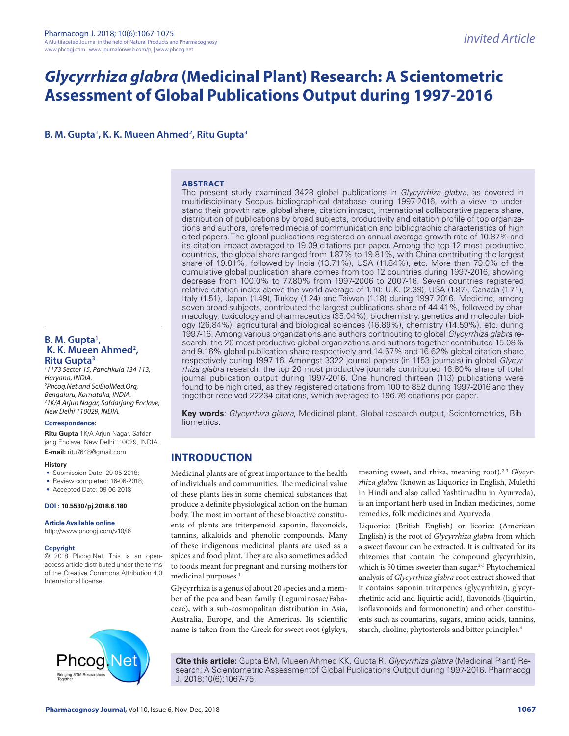Invited Article

# *Glycyrrhiza glabra* (Medicinal Plant) Research: A Scientometric Assessment of Global Publications Output during 1997-2016

**B. M. Gupta[1], K. K. Mueen Ahmed[2], Ritu Gupta[3]**

## ABSTRACT

The present study examined 3428 global publications in *Glycyrrhiza glabra*, as covered in multidisciplinary Scopus bibliographical database during 1997-2016, with a view to understand their growth rate, global share, citation impact, international collaborative papers share, distribution of publications by broad subjects, productivity and citation profile of top organizations and authors, preferred media of communication and bibliographic characteristics of high cited papers. The global publications registered an annual average growth rate of 10.87% and its citation impact averaged to 19.09 citations per paper. Among the top 12 most productive countries, the global share ranged from 1.87% to 19.81%, with China contributing the largest share of 19.81%, followed by India (13.71%), USA (11.84%), etc. More than 79.0% of the cumulative global publication share comes from top 12 countries during 1997-2016, showing decrease from 100.0% to 77.80% from 1997-2006 to 2007-16. Seven countries registered relative citation index above the world average of 1.10: U.K. (2.39), USA (1.87), Canada (1.71), Italy (1.51), Japan (1.49), Turkey (1.24) and Taiwan (1.18) during 1997-2016. Medicine, among seven broad subjects, contributed the largest publications share of 44.41%, followed by pharmacology, toxicology and pharmaceutics (35.04%), biochemistry, genetics and molecular biology (26.84%), agricultural and biological sciences (16.89%), chemistry (14.59%), etc. during 1997-16. Among various organizations and authors contributing to global *Glycyrrhiza glabra* research, the 20 most productive global organizations and authors together contributed 15.08% and 9.16% global publication share respectively and 14.57% and 16.62% global citation share respectively during 1997-16. Amongst 3322 journal papers (in 1153 journals) in global *Glycyrrhiza glabra* research, the top 20 most productive journals contributed 16.80% share of total journal publication output during 1997-2016. One hundred thirteen (113) publications were found to be high cited, as they registered citations from 100 to 852 during 1997-2016 and they together received 22234 citations, which averaged to 196.76 citations per paper.

**Key words**: *Glycyrrhiza glabra*, Medicinal plant, Global research output, Scientometrics, Bibliometrics.

**B. M. Gupta[1], K. K. Mueen Ahmed[2], Ritu Gupta[3]**

[1]*1173 Sector 15, Panchkula 134 113, Haryana, INDIA.*
[2]*Phcog.Net and SciBiolMed.Org, Bengaluru, Karnataka, INDIA.*
[3]*1K/A Arjun Nagar, Safdarjang Enclave, New Delhi 110029, INDIA.*

**Correspondence:**

**Ritu Gupta** 1K/A Arjun Nagar, Safdarjang Enclave, New Delhi 110029, INDIA.

**E-mail:** ritu7648@gmail.com

**History**

- Submission Date: 29-05-2018;
- Review completed: 16-06-2018;
- Accepted Date: 09-06-2018

**DOI : 10.5530/pj.2018.6.180**

**Article Available online**

http://www.phcogj.com/v10/i6

**Copyright**

© 2018 Phcog.Net. This is an open-access article distributed under the terms of the Creative Commons Attribution 4.0 International license.

## INTRODUCTION

Medicinal plants are of great importance to the health of individuals and communities. The medicinal value of these plants lies in some chemical substances that produce a definite physiological action on the human body. The most important of these bioactive constituents of plants are triterpenoid saponin, flavonoids, tannins, alkaloids and phenolic compounds. Many of these indigenous medicinal plants are used as a spices and food plant. They are also sometimes added to foods meant for pregnant and nursing mothers for medicinal purposes.[1]

Glycyrrhiza is a genus of about 20 species and a member of the pea and bean family (Leguminosae/Fabaceae), with a sub-cosmopolitan distribution in Asia, Australia, Europe, and the Americas. Its scientific name is taken from the Greek for sweet root (glykys, meaning sweet, and rhiza, meaning root).[2-3] *Glycyrrhiza glabra* (known as Liquorice in English, Mulethi in Hindi and also called Yashtimadhu in Ayurveda), is an important herb used in Indian medicines, home remedies, folk medicines and Ayurveda.

Liquorice (British English) or licorice (American English) is the root of *Glycyrrhiza glabra* from which a sweet flavour can be extracted. It is cultivated for its rhizomes that contain the compound glycyrrhizin, which is 50 times sweeter than sugar.[2-3] Phytochemical analysis of *Glycyrrhiza glabra* root extract showed that it contains saponin triterpenes (glycyrrhizin, glycyrrhetinic acid and liquirtic acid), flavonoids (liquirtin, isoflavonoids and formononetin) and other constituents such as coumarins, sugars, amino acids, tannins, starch, choline, phytosterols and bitter principles.[4]

**Cite this article:** Gupta BM, Mueen Ahmed KK, Gupta R. *Glycyrrhiza glabra* (Medicinal Plant) Research: A Scientometric Assessmentof Global Publications Output during 1997-2016. Pharmacog J. 2018;10(6):1067-75.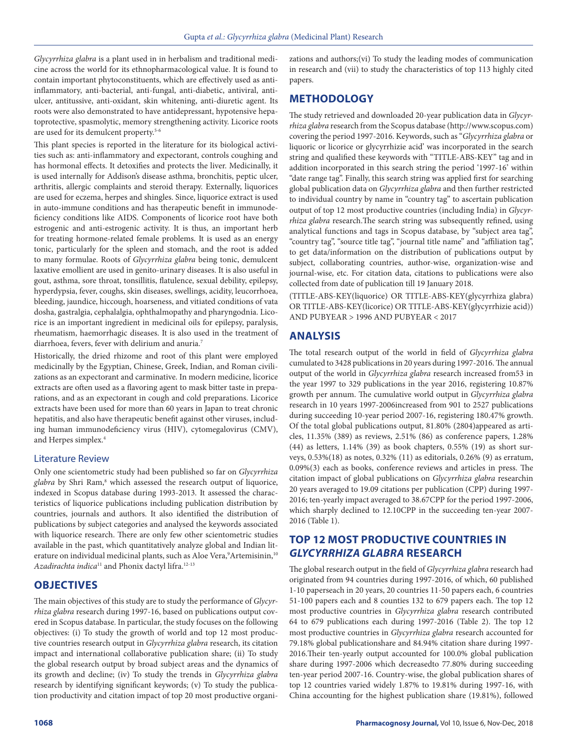*Glycyrrhiza glabra* is a plant used in in herbalism and traditional medicine across the world for its ethnopharmacological value. It is found to contain important phytoconstituents, which are effectively used as anti-inflammatory, anti-bacterial, anti-fungal, anti-diabetic, antiviral, anti-ulcer, antitussive, anti-oxidant, skin whitening, anti-diuretic agent. Its roots were also demonstrated to have antidepressant, hypotensive hepatoprotective, spasmolytic, memory strengthening activity. Licorice roots are used for its demulcent property.[5-6]

This plant species is reported in the literature for its biological activities such as: anti-inflammatory and expectorant, controls coughing and has hormonal effects. It detoxifies and protects the liver. Medicinally, it is used internally for Addison's disease asthma, bronchitis, peptic ulcer, arthritis, allergic complaints and steroid therapy. Externally, liquorices are used for eczema, herpes and shingles. Since, liquorice extract is used in auto-immune conditions and has therapeutic benefit in immunodeficiency conditions like AIDS. Components of licorice root have both estrogenic and anti-estrogenic activity. It is thus, an important herb for treating hormone-related female problems. It is used as an energy tonic, particularly for the spleen and stomach, and the root is added to many formulae. Roots of *Glycyrrhiza glabra* being tonic, demulcent laxative emollient are used in genito-urinary diseases. It is also useful in gout, asthma, sore throat, tonsillitis, flatulence, sexual debility, epilepsy, hyperdypsia, fever, coughs, skin diseases, swellings, acidity, leucorrhoea, bleeding, jaundice, hiccough, hoarseness, and vitiated conditions of vata dosha, gastralgia, cephalalgia, ophthalmopathy and pharyngodnia. Licorice is an important ingredient in medicinal oils for epilepsy, paralysis, rheumatism, haemorrhagic diseases. It is also used in the treatment of diarrhoea, fevers, fever with delirium and anuria.[7]

Historically, the dried rhizome and root of this plant were employed medicinally by the Egyptian, Chinese, Greek, Indian, and Roman civilizations as an expectorant and carminative. In modern medicine, licorice extracts are often used as a flavoring agent to mask bitter taste in preparations, and as an expectorant in cough and cold preparations. Licorice extracts have been used for more than 60 years in Japan to treat chronic hepatitis, and also have therapeutic benefit against other viruses, including human immunodeficiency virus (HIV), cytomegalovirus (CMV), and Herpes simplex.[4]

### Literature Review

Only one scientometric study had been published so far on *Glycyrrhiza glabra* by Shri Ram,[8] which assessed the research output of liquorice, indexed in Scopus database during 1993-2013. It assessed the characteristics of liquorice publications including publication distribution by countries, journals and authors. It also identified the distribution of publications by subject categories and analysed the keywords associated with liquorice research. There are only few other scientometric studies available in the past, which quantitatively analyze global and Indian literature on individual medicinal plants, such as Aloe Vera,[9] Artemisinin,[10] *Azadirachta indica*[11] and Phonix dactyl lifra.[12-13]

## OBJECTIVES

The main objectives of this study are to study the performance of *Glycyrrhiza glabra* research during 1997-16, based on publications output covered in Scopus database. In particular, the study focuses on the following objectives: (i) To study the growth of world and top 12 most productive countries research output in *Glycyrrhiza glabra* research, its citation impact and international collaborative publication share; (ii) To study the global research output by broad subject areas and the dynamics of its growth and decline; (iv) To study the trends in *Glycyrrhiza glabra* research by identifying significant keywords; (v) To study the publication productivity and citation impact of top 20 most productive organizations and authors;(vi) To study the leading modes of communication in research and (vii) to study the characteristics of top 113 highly cited papers.

## METHODOLOGY

The study retrieved and downloaded 20-year publication data in *Glycyrrhiza glabra* research from the Scopus database (http://www.scopus.com) covering the period 1997-2016. Keywords, such as "*Glycyrrhiza glabra* or liquoric or licorice or glycyrrhizie acid' was incorporated in the search string and qualified these keywords with "TITLE-ABS-KEY" tag and in addition incorporated in this search string the period '1997-16' within "date range tag". Finally, this search string was applied first for searching global publication data on *Glycyrrhiza glabra* and then further restricted to individual country by name in "country tag" to ascertain publication output of top 12 most productive countries (including India) in *Glycyrrhiza glabra* research.The search string was subsequently refined, using analytical functions and tags in Scopus database, by "subject area tag", "country tag", "source title tag", "journal title name" and "affiliation tag", to get data/information on the distribution of publications output by subject, collaborating countries, author-wise, organization-wise and journal-wise, etc. For citation data, citations to publications were also collected from date of publication till 19 January 2018.

(TITLE-ABS-KEY(liquorice) OR TITLE-ABS-KEY(glycyrrhiza glabra) OR TITLE-ABS-KEY(licorice) OR TITLE-ABS-KEY(glycyrrhizie acid)) AND PUBYEAR > 1996 AND PUBYEAR < 2017

## ANALYSIS

The total research output of the world in field of *Glycyrrhiza glabra* cumulated to 3428 publications in 20 years during 1997-2016. The annual output of the world in *Glycyrrhiza glabra* research increased from53 in the year 1997 to 329 publications in the year 2016, registering 10.87% growth per annum. The cumulative world output in *Glycyrrhiza glabra* research in 10 years 1997-2006increased from 901 to 2527 publications during succeeding 10-year period 2007-16, registering 180.47% growth. Of the total global publications output, 81.80% (2804)appeared as articles, 11.35% (389) as reviews, 2.51% (86) as conference papers, 1.28% (44) as letters, 1.14% (39) as book chapters, 0.55% (19) as short surveys, 0.53%(18) as notes, 0.32% (11) as editorials, 0.26% (9) as erratum, 0.09%(3) each as books, conference reviews and articles in press. The citation impact of global publications on *Glycyrrhiza glabra* researchin 20 years averaged to 19.09 citations per publication (CPP) during 1997-2016; ten-yearly impact averaged to 38.67CPP for the period 1997-2006, which sharply declined to 12.10CPP in the succeeding ten-year 2007-2016 (Table 1).

## TOP 12 MOST PRODUCTIVE COUNTRIES IN *GLYCYRRHIZA GLABRA* RESEARCH

The global research output in the field of *Glycyrrhiza glabra* research had originated from 94 countries during 1997-2016, of which, 60 published 1-10 paperseach in 20 years, 20 countries 11-50 papers each, 6 countries 51-100 papers each and 8 counties 132 to 679 papers each. The top 12 most productive countries in *Glycyrrhiza glabra* research contributed 64 to 679 publications each during 1997-2016 (Table 2). The top 12 most productive countries in *Glycyrrhiza glabra* research accounted for 79.18% global publicationshare and 84.94% citation share during 1997-2016.Their ten-yearly output accounted for 100.0% global publication share during 1997-2006 which decreasedto 77.80% during succeeding ten-year period 2007-16. Country-wise, the global publication shares of top 12 countries varied widely 1.87% to 19.81% during 1997-16, with China accounting for the highest publication share (19.81%), followed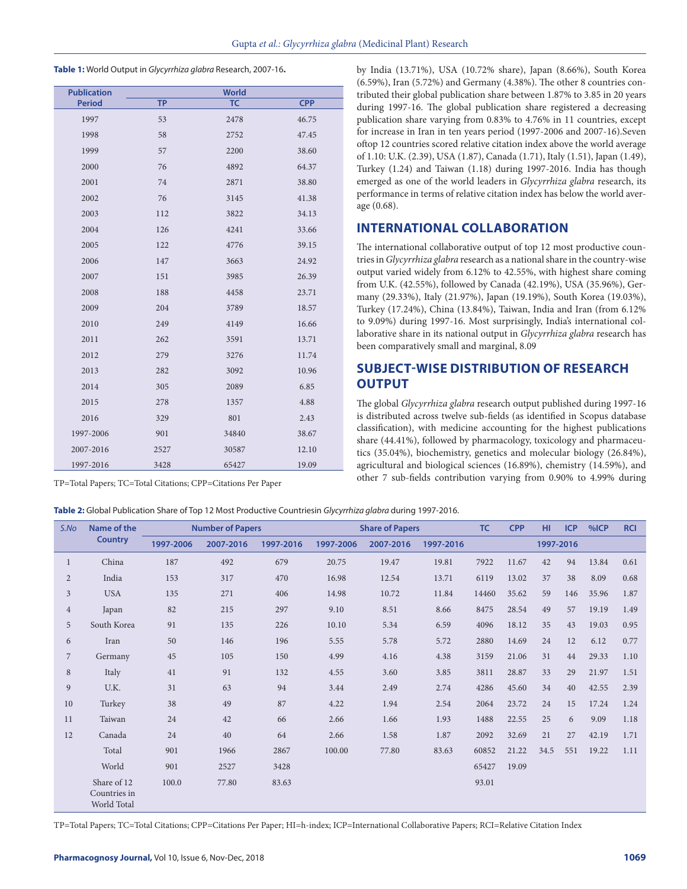**Table 1:** World Output in *Glycyrrhiza glabra* Research, 2007-16**.**

| Publication Period | World | | |
|---|---|---|---|
| | TP | TC | CPP |
| 1997 | 53 | 2478 | 46.75 |
| 1998 | 58 | 2752 | 47.45 |
| 1999 | 57 | 2200 | 38.60 |
| 2000 | 76 | 4892 | 64.37 |
| 2001 | 74 | 2871 | 38.80 |
| 2002 | 76 | 3145 | 41.38 |
| 2003 | 112 | 3822 | 34.13 |
| 2004 | 126 | 4241 | 33.66 |
| 2005 | 122 | 4776 | 39.15 |
| 2006 | 147 | 3663 | 24.92 |
| 2007 | 151 | 3985 | 26.39 |
| 2008 | 188 | 4458 | 23.71 |
| 2009 | 204 | 3789 | 18.57 |
| 2010 | 249 | 4149 | 16.66 |
| 2011 | 262 | 3591 | 13.71 |
| 2012 | 279 | 3276 | 11.74 |
| 2013 | 282 | 3092 | 10.96 |
| 2014 | 305 | 2089 | 6.85 |
| 2015 | 278 | 1357 | 4.88 |
| 2016 | 329 | 801 | 2.43 |
| 1997-2006 | 901 | 34840 | 38.67 |
| 2007-2016 | 2527 | 30587 | 12.10 |
| 1997-2016 | 3428 | 65427 | 19.09 |

TP=Total Papers; TC=Total Citations; CPP=Citations Per Paper

by India (13.71%), USA (10.72% share), Japan (8.66%), South Korea (6.59%), Iran (5.72%) and Germany (4.38%). The other 8 countries contributed their global publication share between 1.87% to 3.85 in 20 years during 1997-16. The global publication share registered a decreasing publication share varying from 0.83% to 4.76% in 11 countries, except for increase in Iran in ten years period (1997-2006 and 2007-16).Seven oftop 12 countries scored relative citation index above the world average of 1.10: U.K. (2.39), USA (1.87), Canada (1.71), Italy (1.51), Japan (1.49), Turkey (1.24) and Taiwan (1.18) during 1997-2016. India has though emerged as one of the world leaders in *Glycyrrhiza glabra* research, its performance in terms of relative citation index has below the world average (0.68).

## INTERNATIONAL COLLABORATION

The international collaborative output of top 12 most productive countries in *Glycyrrhiza glabra* research as a national share in the country-wise output varied widely from 6.12% to 42.55%, with highest share coming from U.K. (42.55%), followed by Canada (42.19%), USA (35.96%), Germany (29.33%), Italy (21.97%), Japan (19.19%), South Korea (19.03%), Turkey (17.24%), China (13.84%), Taiwan, India and Iran (from 6.12% to 9.09%) during 1997-16. Most surprisingly, India's international collaborative share in its national output in *Glycyrrhiza glabra* research has been comparatively small and marginal, 8.09

## SUBJECT-WISE DISTRIBUTION OF RESEARCH OUTPUT

The global *Glycyrrhiza glabra* research output published during 1997-16 is distributed across twelve sub-fields (as identified in Scopus database classification), with medicine accounting for the highest publications share (44.41%), followed by pharmacology, toxicology and pharmaceutics (35.04%), biochemistry, genetics and molecular biology (26.84%), agricultural and biological sciences (16.89%), chemistry (14.59%), and other 7 sub-fields contribution varying from 0.90% to 4.99% during

**Table 2:** Global Publication Share of Top 12 Most Productive Countriesin *Glycyrrhiza glabra* during 1997-2016.

| S.No | Name of the Country | Number of Papers | | | Share of Papers | | | TC | CPP | HI | ICP | %ICP | RCI |
|---|---|---|---|---|---|---|---|---|---|---|---|---|---|
| | | 1997-2006 | 2007-2016 | 1997-2016 | 1997-2006 | 2007-2016 | 1997-2016 | 1997-2016 | | | | | |
| 1 | China | 187 | 492 | 679 | 20.75 | 19.47 | 19.81 | 7922 | 11.67 | 42 | 94 | 13.84 | 0.61 |
| 2 | India | 153 | 317 | 470 | 16.98 | 12.54 | 13.71 | 6119 | 13.02 | 37 | 38 | 8.09 | 0.68 |
| 3 | USA | 135 | 271 | 406 | 14.98 | 10.72 | 11.84 | 14460 | 35.62 | 59 | 146 | 35.96 | 1.87 |
| 4 | Japan | 82 | 215 | 297 | 9.10 | 8.51 | 8.66 | 8475 | 28.54 | 49 | 57 | 19.19 | 1.49 |
| 5 | South Korea | 91 | 135 | 226 | 10.10 | 5.34 | 6.59 | 4096 | 18.12 | 35 | 43 | 19.03 | 0.95 |
| 6 | Iran | 50 | 146 | 196 | 5.55 | 5.78 | 5.72 | 2880 | 14.69 | 24 | 12 | 6.12 | 0.77 |
| 7 | Germany | 45 | 105 | 150 | 4.99 | 4.16 | 4.38 | 3159 | 21.06 | 31 | 44 | 29.33 | 1.10 |
| 8 | Italy | 41 | 91 | 132 | 4.55 | 3.60 | 3.85 | 3811 | 28.87 | 33 | 29 | 21.97 | 1.51 |
| 9 | U.K. | 31 | 63 | 94 | 3.44 | 2.49 | 2.74 | 4286 | 45.60 | 34 | 40 | 42.55 | 2.39 |
| 10 | Turkey | 38 | 49 | 87 | 4.22 | 1.94 | 2.54 | 2064 | 23.72 | 24 | 15 | 17.24 | 1.24 |
| 11 | Taiwan | 24 | 42 | 66 | 2.66 | 1.66 | 1.93 | 1488 | 22.55 | 25 | 6 | 9.09 | 1.18 |
| 12 | Canada | 24 | 40 | 64 | 2.66 | 1.58 | 1.87 | 2092 | 32.69 | 21 | 27 | 42.19 | 1.71 |
| | Total | 901 | 1966 | 2867 | 100.00 | 77.80 | 83.63 | 60852 | 21.22 | 34.5 | 551 | 19.22 | 1.11 |
| | World | 901 | 2527 | 3428 | | | | 65427 | 19.09 | | | | |
| | Share of 12 Countries in World Total | 100.0 | 77.80 | 83.63 | | | | 93.01 | | | | | |

TP=Total Papers; TC=Total Citations; CPP=Citations Per Paper; HI=h-index; ICP=International Collaborative Papers; RCI=Relative Citation Index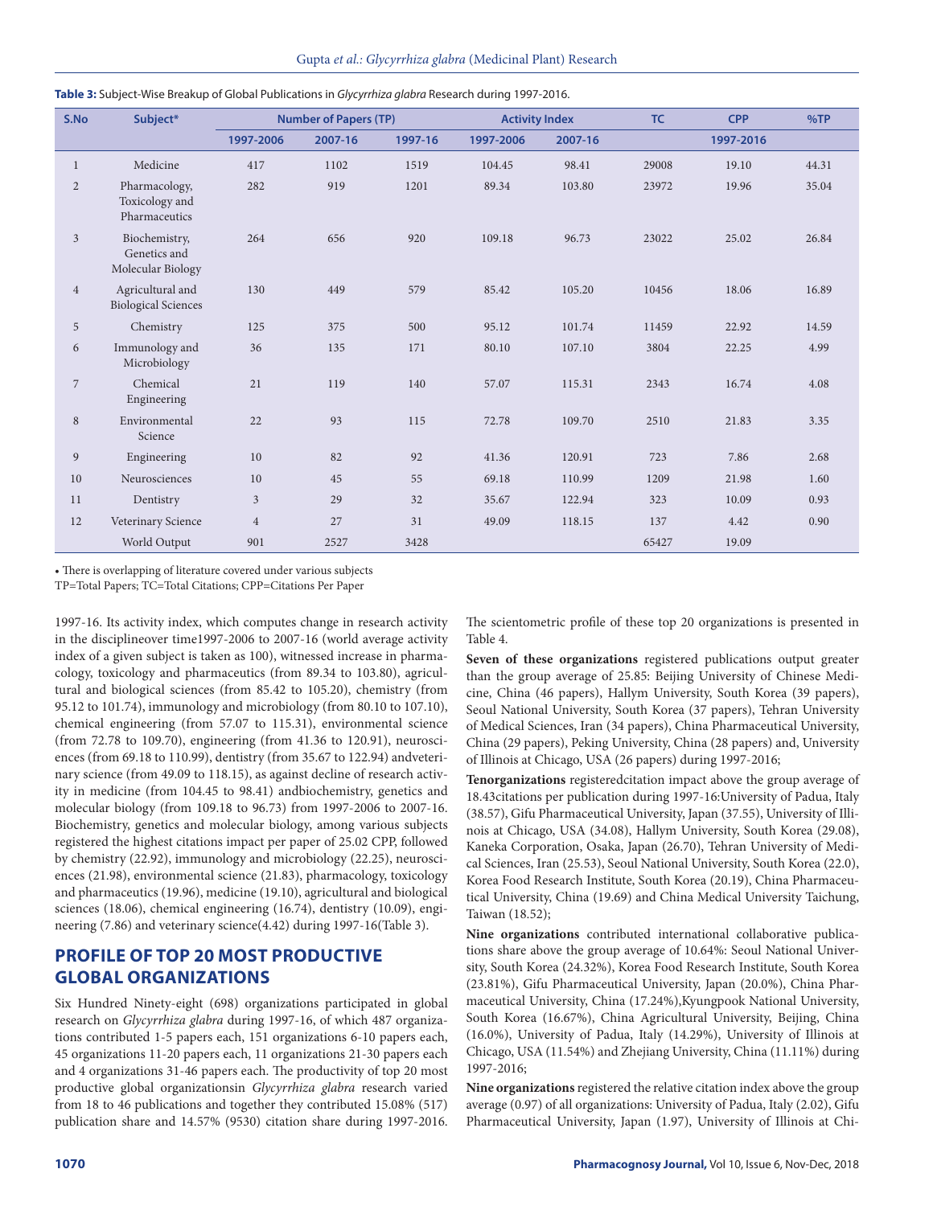**Table 3:** Subject-Wise Breakup of Global Publications in *Glycyrrhiza glabra* Research during 1997-2016.

| S.No | Subject* | Number of Papers (TP) | | | Activity Index | | TC | CPP | %TP |
|---|---|---|---|---|---|---|---|---|---|
| | | 1997-2006 | 2007-16 | 1997-16 | 1997-2006 | 2007-16 | 1997-2016 | | |
| 1 | Medicine | 417 | 1102 | 1519 | 104.45 | 98.41 | 29008 | 19.10 | 44.31 |
| 2 | Pharmacology, Toxicology and Pharmaceutics | 282 | 919 | 1201 | 89.34 | 103.80 | 23972 | 19.96 | 35.04 |
| 3 | Biochemistry, Genetics and Molecular Biology | 264 | 656 | 920 | 109.18 | 96.73 | 23022 | 25.02 | 26.84 |
| 4 | Agricultural and Biological Sciences | 130 | 449 | 579 | 85.42 | 105.20 | 10456 | 18.06 | 16.89 |
| 5 | Chemistry | 125 | 375 | 500 | 95.12 | 101.74 | 11459 | 22.92 | 14.59 |
| 6 | Immunology and Microbiology | 36 | 135 | 171 | 80.10 | 107.10 | 3804 | 22.25 | 4.99 |
| 7 | Chemical Engineering | 21 | 119 | 140 | 57.07 | 115.31 | 2343 | 16.74 | 4.08 |
| 8 | Environmental Science | 22 | 93 | 115 | 72.78 | 109.70 | 2510 | 21.83 | 3.35 |
| 9 | Engineering | 10 | 82 | 92 | 41.36 | 120.91 | 723 | 7.86 | 2.68 |
| 10 | Neurosciences | 10 | 45 | 55 | 69.18 | 110.99 | 1209 | 21.98 | 1.60 |
| 11 | Dentistry | 3 | 29 | 32 | 35.67 | 122.94 | 323 | 10.09 | 0.93 |
| 12 | Veterinary Science | 4 | 27 | 31 | 49.09 | 118.15 | 137 | 4.42 | 0.90 |
| | World Output | 901 | 2527 | 3428 | | | 65427 | 19.09 | |

• There is overlapping of literature covered under various subjects
TP=Total Papers; TC=Total Citations; CPP=Citations Per Paper

1997-16. Its activity index, which computes change in research activity in the disciplineover time1997-2006 to 2007-16 (world average activity index of a given subject is taken as 100), witnessed increase in pharmacology, toxicology and pharmaceutics (from 89.34 to 103.80), agricultural and biological sciences (from 85.42 to 105.20), chemistry (from 95.12 to 101.74), immunology and microbiology (from 80.10 to 107.10), chemical engineering (from 57.07 to 115.31), environmental science (from 72.78 to 109.70), engineering (from 41.36 to 120.91), neurosciences (from 69.18 to 110.99), dentistry (from 35.67 to 122.94) andveterinary science (from 49.09 to 118.15), as against decline of research activity in medicine (from 104.45 to 98.41) andbiochemistry, genetics and molecular biology (from 109.18 to 96.73) from 1997-2006 to 2007-16. Biochemistry, genetics and molecular biology, among various subjects registered the highest citations impact per paper of 25.02 CPP, followed by chemistry (22.92), immunology and microbiology (22.25), neurosciences (21.98), environmental science (21.83), pharmacology, toxicology and pharmaceutics (19.96), medicine (19.10), agricultural and biological sciences (18.06), chemical engineering (16.74), dentistry (10.09), engineering (7.86) and veterinary science(4.42) during 1997-16(Table 3).

## PROFILE OF TOP 20 MOST PRODUCTIVE GLOBAL ORGANIZATIONS

Six Hundred Ninety-eight (698) organizations participated in global research on *Glycyrrhiza glabra* during 1997-16, of which 487 organizations contributed 1-5 papers each, 151 organizations 6-10 papers each, 45 organizations 11-20 papers each, 11 organizations 21-30 papers each and 4 organizations 31-46 papers each. The productivity of top 20 most productive global organizationsin *Glycyrrhiza glabra* research varied from 18 to 46 publications and together they contributed 15.08% (517) publication share and 14.57% (9530) citation share during 1997-2016. The scientometric profile of these top 20 organizations is presented in Table 4.

**Seven of these organizations** registered publications output greater than the group average of 25.85: Beijing University of Chinese Medicine, China (46 papers), Hallym University, South Korea (39 papers), Seoul National University, South Korea (37 papers), Tehran University of Medical Sciences, Iran (34 papers), China Pharmaceutical University, China (29 papers), Peking University, China (28 papers) and, University of Illinois at Chicago, USA (26 papers) during 1997-2016;

**Tenorganizations** registeredcitation impact above the group average of 18.43citations per publication during 1997-16:University of Padua, Italy (38.57), Gifu Pharmaceutical University, Japan (37.55), University of Illinois at Chicago, USA (34.08), Hallym University, South Korea (29.08), Kaneka Corporation, Osaka, Japan (26.70), Tehran University of Medical Sciences, Iran (25.53), Seoul National University, South Korea (22.0), Korea Food Research Institute, South Korea (20.19), China Pharmaceutical University, China (19.69) and China Medical University Taichung, Taiwan (18.52);

**Nine organizations** contributed international collaborative publications share above the group average of 10.64%: Seoul National University, South Korea (24.32%), Korea Food Research Institute, South Korea (23.81%), Gifu Pharmaceutical University, Japan (20.0%), China Pharmaceutical University, China (17.24%),Kyungpook National University, South Korea (16.67%), China Agricultural University, Beijing, China (16.0%), University of Padua, Italy (14.29%), University of Illinois at Chicago, USA (11.54%) and Zhejiang University, China (11.11%) during 1997-2016;

**Nine organizations** registered the relative citation index above the group average (0.97) of all organizations: University of Padua, Italy (2.02), Gifu Pharmaceutical University, Japan (1.97), University of Illinois at Chi-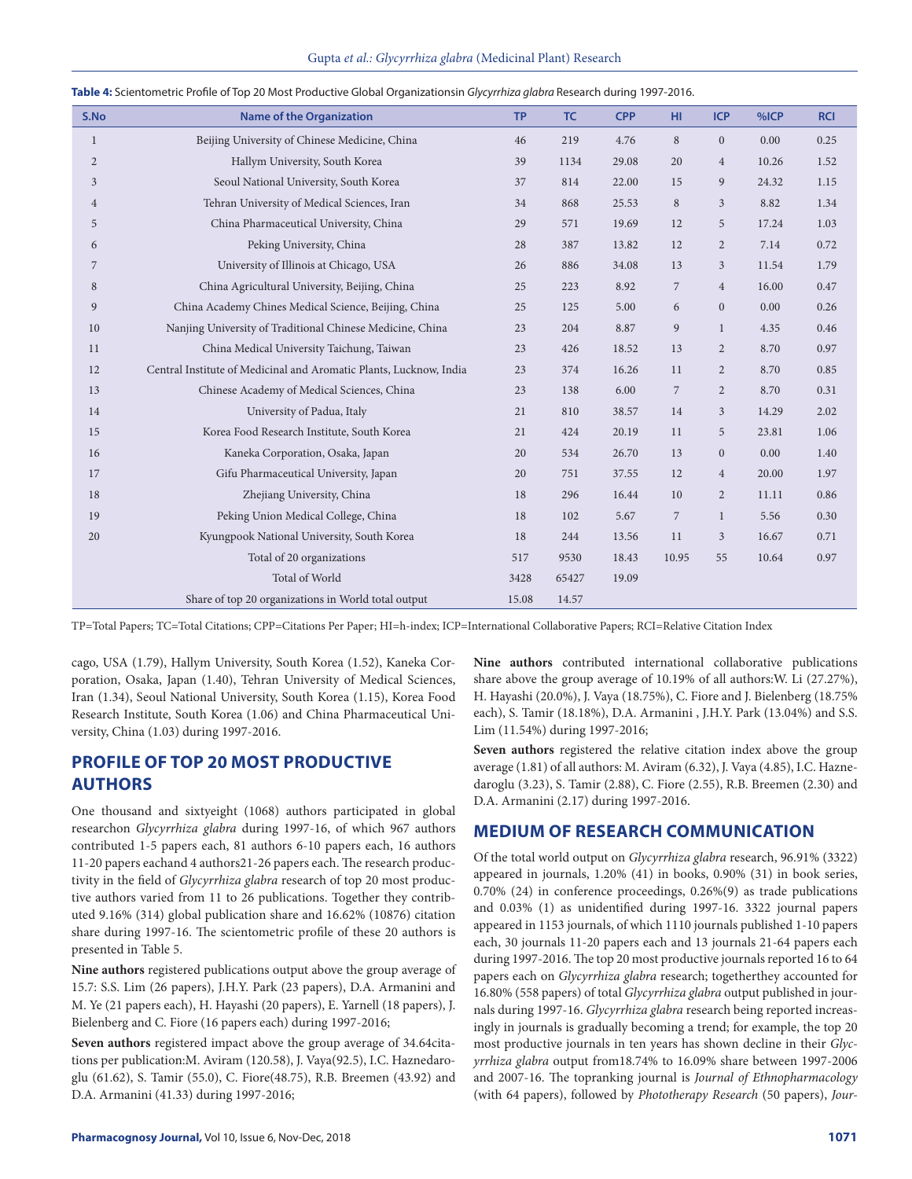**Table 4:** Scientometric Profile of Top 20 Most Productive Global Organizationsin *Glycyrrhiza glabra* Research during 1997-2016.

| S.No | Name of the Organization | TP | TC | CPP | HI | ICP | %ICP | RCI |
|---|---|---|---|---|---|---|---|---|
| 1 | Beijing University of Chinese Medicine, China | 46 | 219 | 4.76 | 8 | 0 | 0.00 | 0.25 |
| 2 | Hallym University, South Korea | 39 | 1134 | 29.08 | 20 | 4 | 10.26 | 1.52 |
| 3 | Seoul National University, South Korea | 37 | 814 | 22.00 | 15 | 9 | 24.32 | 1.15 |
| 4 | Tehran University of Medical Sciences, Iran | 34 | 868 | 25.53 | 8 | 3 | 8.82 | 1.34 |
| 5 | China Pharmaceutical University, China | 29 | 571 | 19.69 | 12 | 5 | 17.24 | 1.03 |
| 6 | Peking University, China | 28 | 387 | 13.82 | 12 | 2 | 7.14 | 0.72 |
| 7 | University of Illinois at Chicago, USA | 26 | 886 | 34.08 | 13 | 3 | 11.54 | 1.79 |
| 8 | China Agricultural University, Beijing, China | 25 | 223 | 8.92 | 7 | 4 | 16.00 | 0.47 |
| 9 | China Academy Chines Medical Science, Beijing, China | 25 | 125 | 5.00 | 6 | 0 | 0.00 | 0.26 |
| 10 | Nanjing University of Traditional Chinese Medicine, China | 23 | 204 | 8.87 | 9 | 1 | 4.35 | 0.46 |
| 11 | China Medical University Taichung, Taiwan | 23 | 426 | 18.52 | 13 | 2 | 8.70 | 0.97 |
| 12 | Central Institute of Medicinal and Aromatic Plants, Lucknow, India | 23 | 374 | 16.26 | 11 | 2 | 8.70 | 0.85 |
| 13 | Chinese Academy of Medical Sciences, China | 23 | 138 | 6.00 | 7 | 2 | 8.70 | 0.31 |
| 14 | University of Padua, Italy | 21 | 810 | 38.57 | 14 | 3 | 14.29 | 2.02 |
| 15 | Korea Food Research Institute, South Korea | 21 | 424 | 20.19 | 11 | 5 | 23.81 | 1.06 |
| 16 | Kaneka Corporation, Osaka, Japan | 20 | 534 | 26.70 | 13 | 0 | 0.00 | 1.40 |
| 17 | Gifu Pharmaceutical University, Japan | 20 | 751 | 37.55 | 12 | 4 | 20.00 | 1.97 |
| 18 | Zhejiang University, China | 18 | 296 | 16.44 | 10 | 2 | 11.11 | 0.86 |
| 19 | Peking Union Medical College, China | 18 | 102 | 5.67 | 7 | 1 | 5.56 | 0.30 |
| 20 | Kyungpook National University, South Korea | 18 | 244 | 13.56 | 11 | 3 | 16.67 | 0.71 |
| | Total of 20 organizations | 517 | 9530 | 18.43 | 10.95 | 55 | 10.64 | 0.97 |
| | Total of World | 3428 | 65427 | 19.09 | | | | |
| | Share of top 20 organizations in World total output | 15.08 | 14.57 | | | | | |

TP=Total Papers; TC=Total Citations; CPP=Citations Per Paper; HI=h-index; ICP=International Collaborative Papers; RCI=Relative Citation Index

cago, USA (1.79), Hallym University, South Korea (1.52), Kaneka Corporation, Osaka, Japan (1.40), Tehran University of Medical Sciences, Iran (1.34), Seoul National University, South Korea (1.15), Korea Food Research Institute, South Korea (1.06) and China Pharmaceutical University, China (1.03) during 1997-2016.

## PROFILE OF TOP 20 MOST PRODUCTIVE AUTHORS

One thousand and sixtyeight (1068) authors participated in global researchon *Glycyrrhiza glabra* during 1997-16, of which 967 authors contributed 1-5 papers each, 81 authors 6-10 papers each, 16 authors 11-20 papers eachand 4 authors21-26 papers each. The research productivity in the field of *Glycyrrhiza glabra* research of top 20 most productive authors varied from 11 to 26 publications. Together they contributed 9.16% (314) global publication share and 16.62% (10876) citation share during 1997-16. The scientometric profile of these 20 authors is presented in Table 5.

**Nine authors** registered publications output above the group average of 15.7: S.S. Lim (26 papers), J.H.Y. Park (23 papers), D.A. Armanini and M. Ye (21 papers each), H. Hayashi (20 papers), E. Yarnell (18 papers), J. Bielenberg and C. Fiore (16 papers each) during 1997-2016;

**Seven authors** registered impact above the group average of 34.64citations per publication:M. Aviram (120.58), J. Vaya(92.5), I.C. Haznedaroglu (61.62), S. Tamir (55.0), C. Fiore(48.75), R.B. Breemen (43.92) and D.A. Armanini (41.33) during 1997-2016;

**Nine authors** contributed international collaborative publications share above the group average of 10.19% of all authors:W. Li (27.27%), H. Hayashi (20.0%), J. Vaya (18.75%), C. Fiore and J. Bielenberg (18.75% each), S. Tamir (18.18%), D.A. Armanini , J.H.Y. Park (13.04%) and S.S. Lim (11.54%) during 1997-2016;

**Seven authors** registered the relative citation index above the group average (1.81) of all authors: M. Aviram (6.32), J. Vaya (4.85), I.C. Haznedaroglu (3.23), S. Tamir (2.88), C. Fiore (2.55), R.B. Breemen (2.30) and D.A. Armanini (2.17) during 1997-2016.

## MEDIUM OF RESEARCH COMMUNICATION

Of the total world output on *Glycyrrhiza glabra* research, 96.91% (3322) appeared in journals, 1.20% (41) in books, 0.90% (31) in book series, 0.70% (24) in conference proceedings, 0.26%(9) as trade publications and 0.03% (1) as unidentified during 1997-16. 3322 journal papers appeared in 1153 journals, of which 1110 journals published 1-10 papers each, 30 journals 11-20 papers each and 13 journals 21-64 papers each during 1997-2016. The top 20 most productive journals reported 16 to 64 papers each on *Glycyrrhiza glabra* research; togetherthey accounted for 16.80% (558 papers) of total *Glycyrrhiza glabra* output published in journals during 1997-16. *Glycyrrhiza glabra* research being reported increasingly in journals is gradually becoming a trend; for example, the top 20 most productive journals in ten years has shown decline in their *Glycyrrhiza glabra* output from18.74% to 16.09% share between 1997-2006 and 2007-16. The topranking journal is *Journal of Ethnopharmacology* (with 64 papers), followed by *Phototherapy Research* (50 papers), *Jour-*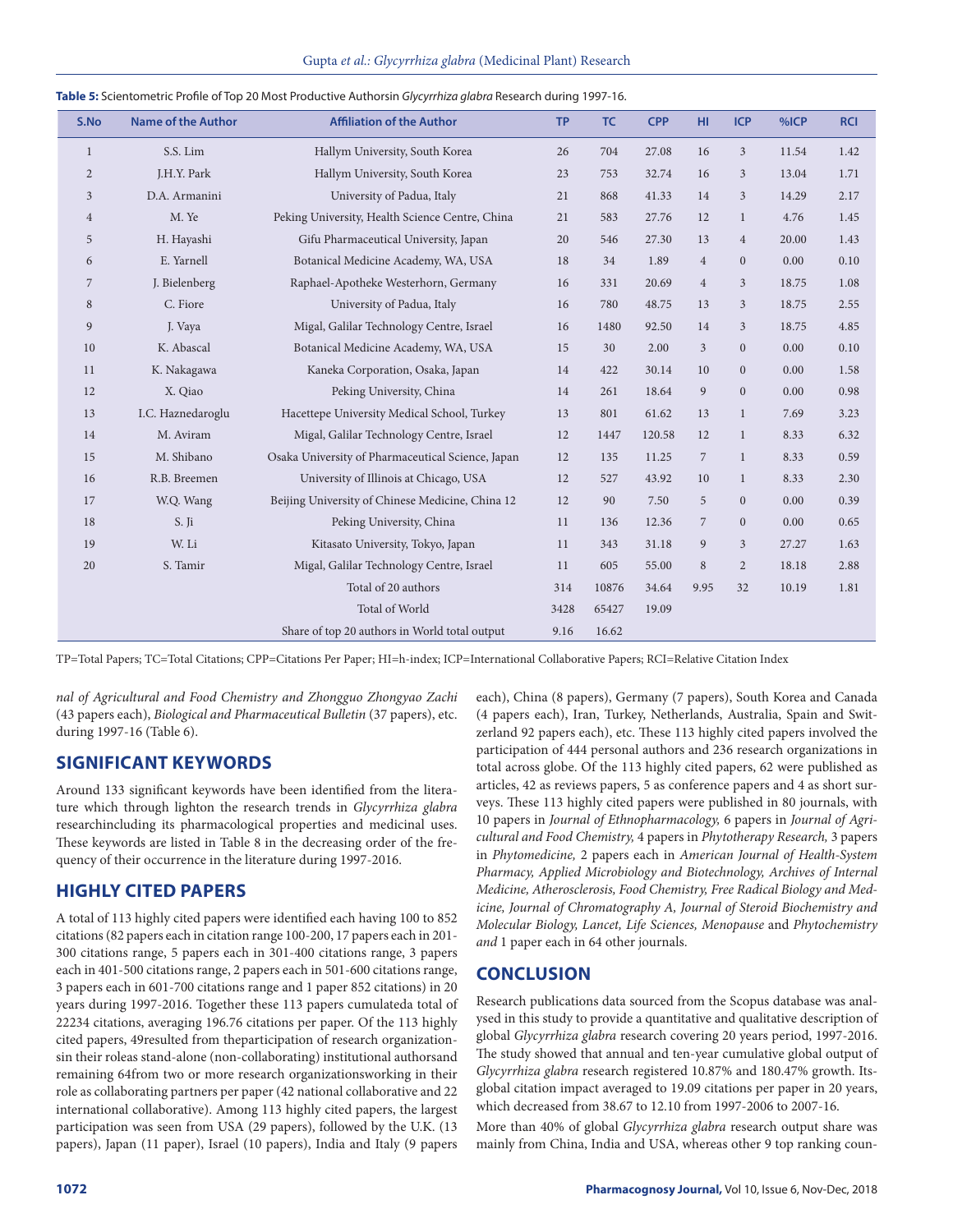**Table 5:** Scientometric Profile of Top 20 Most Productive Authorsin *Glycyrrhiza glabra* Research during 1997-16.

| S.No | Name of the Author | Affiliation of the Author | TP | TC | CPP | HI | ICP | %ICP | RCI |
|---|---|---|---|---|---|---|---|---|---|
| 1 | S.S. Lim | Hallym University, South Korea | 26 | 704 | 27.08 | 16 | 3 | 11.54 | 1.42 |
| 2 | J.H.Y. Park | Hallym University, South Korea | 23 | 753 | 32.74 | 16 | 3 | 13.04 | 1.71 |
| 3 | D.A. Armanini | University of Padua, Italy | 21 | 868 | 41.33 | 14 | 3 | 14.29 | 2.17 |
| 4 | M. Ye | Peking University, Health Science Centre, China | 21 | 583 | 27.76 | 12 | 1 | 4.76 | 1.45 |
| 5 | H. Hayashi | Gifu Pharmaceutical University, Japan | 20 | 546 | 27.30 | 13 | 4 | 20.00 | 1.43 |
| 6 | E. Yarnell | Botanical Medicine Academy, WA, USA | 18 | 34 | 1.89 | 4 | 0 | 0.00 | 0.10 |
| 7 | J. Bielenberg | Raphael-Apotheke Westerhorn, Germany | 16 | 331 | 20.69 | 4 | 3 | 18.75 | 1.08 |
| 8 | C. Fiore | University of Padua, Italy | 16 | 780 | 48.75 | 13 | 3 | 18.75 | 2.55 |
| 9 | J. Vaya | Migal, Galilar Technology Centre, Israel | 16 | 1480 | 92.50 | 14 | 3 | 18.75 | 4.85 |
| 10 | K. Abascal | Botanical Medicine Academy, WA, USA | 15 | 30 | 2.00 | 3 | 0 | 0.00 | 0.10 |
| 11 | K. Nakagawa | Kaneka Corporation, Osaka, Japan | 14 | 422 | 30.14 | 10 | 0 | 0.00 | 1.58 |
| 12 | X. Qiao | Peking University, China | 14 | 261 | 18.64 | 9 | 0 | 0.00 | 0.98 |
| 13 | I.C. Haznedaroglu | Hacettepe University Medical School, Turkey | 13 | 801 | 61.62 | 13 | 1 | 7.69 | 3.23 |
| 14 | M. Aviram | Migal, Galilar Technology Centre, Israel | 12 | 1447 | 120.58 | 12 | 1 | 8.33 | 6.32 |
| 15 | M. Shibano | Osaka University of Pharmaceutical Science, Japan | 12 | 135 | 11.25 | 7 | 1 | 8.33 | 0.59 |
| 16 | R.B. Breemen | University of Illinois at Chicago, USA | 12 | 527 | 43.92 | 10 | 1 | 8.33 | 2.30 |
| 17 | W.Q. Wang | Beijing University of Chinese Medicine, China 12 | 12 | 90 | 7.50 | 5 | 0 | 0.00 | 0.39 |
| 18 | S. Ji | Peking University, China | 11 | 136 | 12.36 | 7 | 0 | 0.00 | 0.65 |
| 19 | W. Li | Kitasato University, Tokyo, Japan | 11 | 343 | 31.18 | 9 | 3 | 27.27 | 1.63 |
| 20 | S. Tamir | Migal, Galilar Technology Centre, Israel | 11 | 605 | 55.00 | 8 | 2 | 18.18 | 2.88 |
| | | Total of 20 authors | 314 | 10876 | 34.64 | 9.95 | 32 | 10.19 | 1.81 |
| | | Total of World | 3428 | 65427 | 19.09 | | | | |
| | | Share of top 20 authors in World total output | 9.16 | 16.62 | | | | | |

TP=Total Papers; TC=Total Citations; CPP=Citations Per Paper; HI=h-index; ICP=International Collaborative Papers; RCI=Relative Citation Index

*nal of Agricultural and Food Chemistry and Zhongguo Zhongyao Zachi* (43 papers each), *Biological and Pharmaceutical Bulletin* (37 papers), etc. during 1997-16 (Table 6).

## SIGNIFICANT KEYWORDS

Around 133 significant keywords have been identified from the literature which through lighton the research trends in *Glycyrrhiza glabra* researchincluding its pharmacological properties and medicinal uses. These keywords are listed in Table 8 in the decreasing order of the frequency of their occurrence in the literature during 1997-2016.

## HIGHLY CITED PAPERS

A total of 113 highly cited papers were identified each having 100 to 852 citations (82 papers each in citation range 100-200, 17 papers each in 201-300 citations range, 5 papers each in 301-400 citations range, 3 papers each in 401-500 citations range, 2 papers each in 501-600 citations range, 3 papers each in 601-700 citations range and 1 paper 852 citations) in 20 years during 1997-2016. Together these 113 papers cumulateda total of 22234 citations, averaging 196.76 citations per paper. Of the 113 highly cited papers, 49resulted from theparticipation of research organizationsin their roleas stand-alone (non-collaborating) institutional authorsand remaining 64from two or more research organizationsworking in their role as collaborating partners per paper (42 national collaborative and 22 international collaborative). Among 113 highly cited papers, the largest participation was seen from USA (29 papers), followed by the U.K. (13 papers), Japan (11 paper), Israel (10 papers), India and Italy (9 papers each), China (8 papers), Germany (7 papers), South Korea and Canada (4 papers each), Iran, Turkey, Netherlands, Australia, Spain and Switzerland 92 papers each), etc. These 113 highly cited papers involved the participation of 444 personal authors and 236 research organizations in total across globe. Of the 113 highly cited papers, 62 were published as articles, 42 as reviews papers, 5 as conference papers and 4 as short surveys. These 113 highly cited papers were published in 80 journals, with 10 papers in *Journal of Ethnopharmacology,* 6 papers in *Journal of Agricultural and Food Chemistry,* 4 papers in *Phytotherapy Research,* 3 papers in *Phytomedicine,* 2 papers each in *American Journal of Health-System Pharmacy, Applied Microbiology and Biotechnology, Archives of Internal Medicine, Atherosclerosis, Food Chemistry, Free Radical Biology and Medicine, Journal of Chromatography A, Journal of Steroid Biochemistry and Molecular Biology, Lancet, Life Sciences, Menopause* and *Phytochemistry and* 1 paper each in 64 other journals.

## CONCLUSION

Research publications data sourced from the Scopus database was analysed in this study to provide a quantitative and qualitative description of global *Glycyrrhiza glabra* research covering 20 years period, 1997-2016. The study showed that annual and ten-year cumulative global output of *Glycyrrhiza glabra* research registered 10.87% and 180.47% growth. Itsglobal citation impact averaged to 19.09 citations per paper in 20 years, which decreased from 38.67 to 12.10 from 1997-2006 to 2007-16.

More than 40% of global *Glycyrrhiza glabra* research output share was mainly from China, India and USA, whereas other 9 top ranking coun-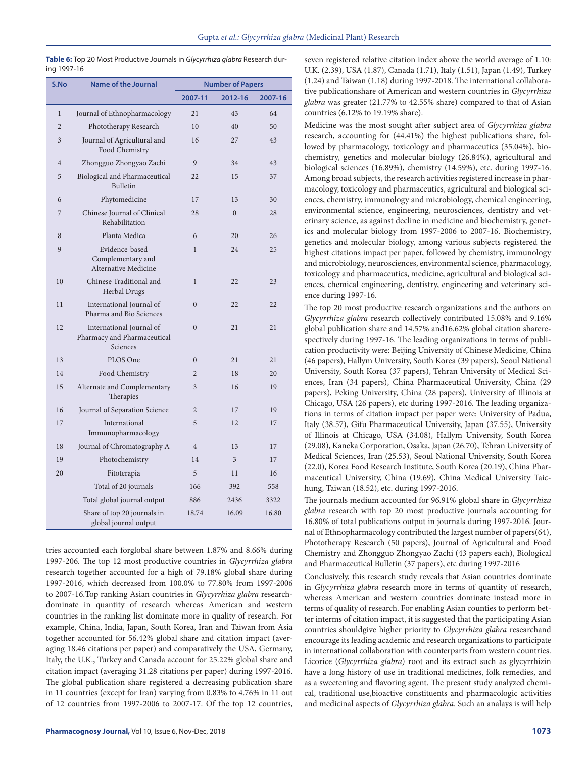**Table 6:** Top 20 Most Productive Journals in *Glycyrrhiza glabra* Research during 1997-16

| S.No | Name of the Journal | Number of Papers | | |
|---|---|---|---|---|
| | | 2007-11 | 2012-16 | 2007-16 |
| 1 | Journal of Ethnopharmacology | 21 | 43 | 64 |
| 2 | Phototherapy Research | 10 | 40 | 50 |
| 3 | Journal of Agricultural and Food Chemistry | 16 | 27 | 43 |
| 4 | Zhongguo Zhongyao Zachi | 9 | 34 | 43 |
| 5 | Biological and Pharmaceutical Bulletin | 22 | 15 | 37 |
| 6 | Phytomedicine | 17 | 13 | 30 |
| 7 | Chinese Journal of Clinical Rehabilitation | 28 | 0 | 28 |
| 8 | Planta Medica | 6 | 20 | 26 |
| 9 | Evidence-based Complementary and Alternative Medicine | 1 | 24 | 25 |
| 10 | Chinese Traditional and Herbal Drugs | 1 | 22 | 23 |
| 11 | International Journal of Pharma and Bio Sciences | 0 | 22 | 22 |
| 12 | International Journal of Pharmacy and Pharmaceutical Sciences | 0 | 21 | 21 |
| 13 | PLOS One | 0 | 21 | 21 |
| 14 | Food Chemistry | 2 | 18 | 20 |
| 15 | Alternate and Complementary Therapies | 3 | 16 | 19 |
| 16 | Journal of Separation Science | 2 | 17 | 19 |
| 17 | International Immunopharmacology | 5 | 12 | 17 |
| 18 | Journal of Chromatography A | 4 | 13 | 17 |
| 19 | Photochemistry | 14 | 3 | 17 |
| 20 | Fitoterapia | 5 | 11 | 16 |
| | Total of 20 journals | 166 | 392 | 558 |
| | Total global journal output | 886 | 2436 | 3322 |
| | Share of top 20 journals in global journal output | 18.74 | 16.09 | 16.80 |

tries accounted each forglobal share between 1.87% and 8.66% during 1997-206. The top 12 most productive countries in *Glycyrrhiza glabra* research together accounted for a high of 79.18% global share during 1997-2016, which decreased from 100.0% to 77.80% from 1997-2006 to 2007-16.Top ranking Asian countries in *Glycyrrhiza glabra* researchdominate in quantity of research whereas American and western countries in the ranking list dominate more in quality of research. For example, China, India, Japan, South Korea, Iran and Taiwan from Asia together accounted for 56.42% global share and citation impact (averaging 18.46 citations per paper) and comparatively the USA, Germany, Italy, the U.K., Turkey and Canada account for 25.22% global share and citation impact (averaging 31.28 citations per paper) during 1997-2016. The global publication share registered a decreasing publication share in 11 countries (except for Iran) varying from 0.83% to 4.76% in 11 out of 12 countries from 1997-2006 to 2007-17. Of the top 12 countries, seven registered relative citation index above the world average of 1.10: U.K. (2.39), USA (1.87), Canada (1.71), Italy (1.51), Japan (1.49), Turkey (1.24) and Taiwan (1.18) during 1997-2018. The international collaborative publicationshare of American and western countries in *Glycyrrhiza glabra* was greater (21.77% to 42.55% share) compared to that of Asian countries (6.12% to 19.19% share).

Medicine was the most sought after subject area of *Glycyrrhiza glabra* research, accounting for (44.41%) the highest publications share, followed by pharmacology, toxicology and pharmaceutics (35.04%), biochemistry, genetics and molecular biology (26.84%), agricultural and biological sciences (16.89%), chemistry (14.59%), etc. during 1997-16. Among broad subjects, the research activities registered increase in pharmacology, toxicology and pharmaceutics, agricultural and biological sciences, chemistry, immunology and microbiology, chemical engineering, environmental science, engineering, neurosciences, dentistry and veterinary science, as against decline in medicine and biochemistry, genetics and molecular biology from 1997-2006 to 2007-16. Biochemistry, genetics and molecular biology, among various subjects registered the highest citations impact per paper, followed by chemistry, immunology and microbiology, neurosciences, environmental science, pharmacology, toxicology and pharmaceutics, medicine, agricultural and biological sciences, chemical engineering, dentistry, engineering and veterinary science during 1997-16.

The top 20 most productive research organizations and the authors on *Glycyrrhiza glabra* research collectively contributed 15.08% and 9.16% global publication share and 14.57% and16.62% global citation sharerespectively during 1997-16. The leading organizations in terms of publication productivity were: Beijing University of Chinese Medicine, China (46 papers), Hallym University, South Korea (39 papers), Seoul National University, South Korea (37 papers), Tehran University of Medical Sciences, Iran (34 papers), China Pharmaceutical University, China (29 papers), Peking University, China (28 papers), University of Illinois at Chicago, USA (26 papers), etc during 1997-2016. The leading organizations in terms of citation impact per paper were: University of Padua, Italy (38.57), Gifu Pharmaceutical University, Japan (37.55), University of Illinois at Chicago, USA (34.08), Hallym University, South Korea (29.08), Kaneka Corporation, Osaka, Japan (26.70), Tehran University of Medical Sciences, Iran (25.53), Seoul National University, South Korea (22.0), Korea Food Research Institute, South Korea (20.19), China Pharmaceutical University, China (19.69), China Medical University Taichung, Taiwan (18.52), etc. during 1997-2016.

The journals medium accounted for 96.91% global share in *Glycyrrhiza glabra* research with top 20 most productive journals accounting for 16.80% of total publications output in journals during 1997-2016. Journal of Ethnopharmacology contributed the largest number of papers(64), Phototherapy Research (50 papers), Journal of Agricultural and Food Chemistry and Zhongguo Zhongyao Zachi (43 papers each), Biological and Pharmaceutical Bulletin (37 papers), etc during 1997-2016

Conclusively, this research study reveals that Asian countries dominate in *Glycyrrhiza glabra* research more in terms of quantity of research, whereas American and western countries dominate instead more in terms of quality of research. For enabling Asian counties to perform better interms of citation impact, it is suggested that the participating Asian countries shouldgive higher priority to *Glycyrrhiza glabra* researchand encourage its leading academic and research organizations to participate in international collaboration with counterparts from western countries. Licorice (*Glycyrrhiza glabra*) root and its extract such as glycyrrhizin have a long history of use in traditional medicines, folk remedies, and as a sweetening and flavoring agent. The present study analyzed chemical, traditional use,bioactive constituents and pharmacologic activities and medicinal aspects of *Glycyrrhiza glabra*. Such an analays is will help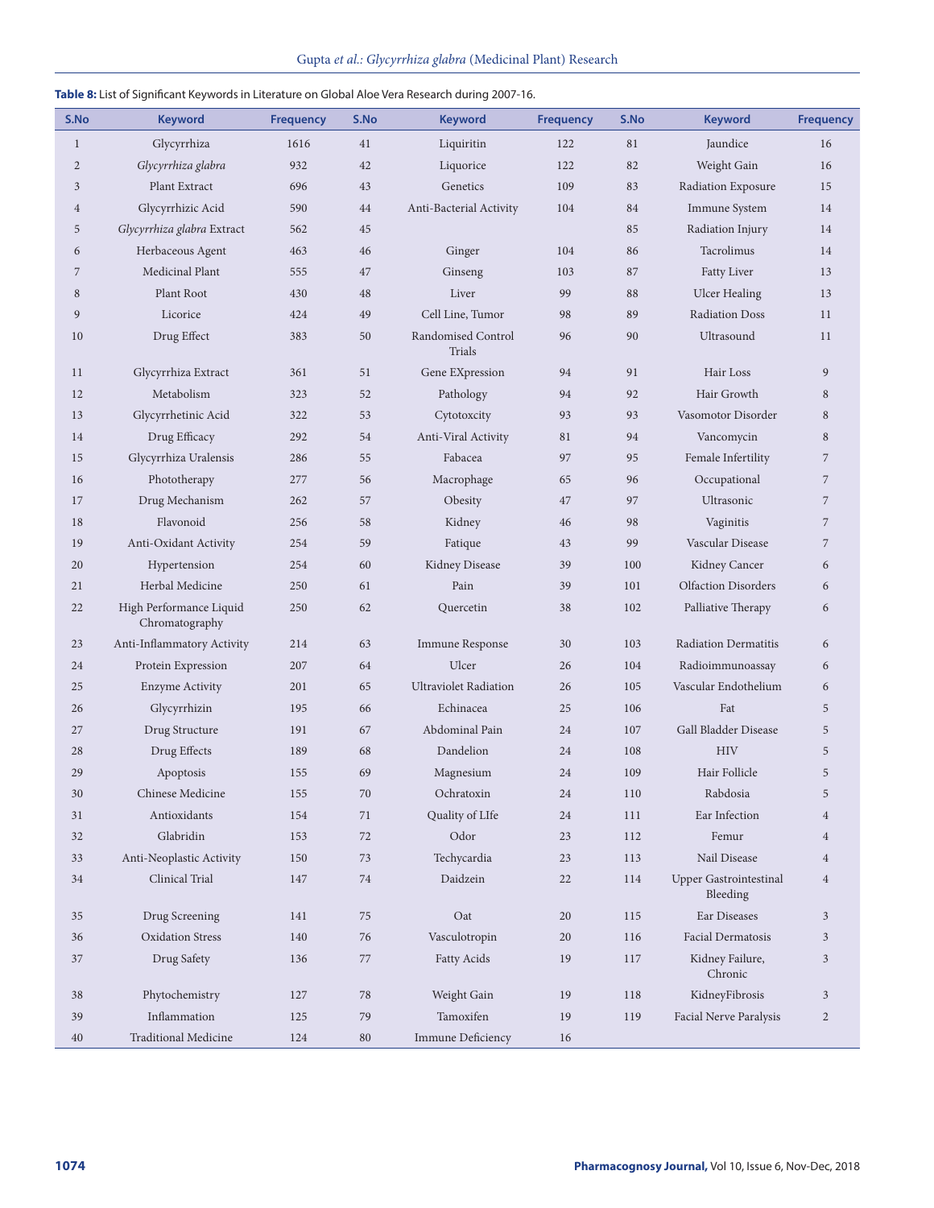**Table 8:** List of Significant Keywords in Literature on Global Aloe Vera Research during 2007-16.

| S.No | Keyword | Frequency | S.No | Keyword | Frequency | S.No | Keyword | Frequency |
|---|---|---|---|---|---|---|---|---|
| 1 | Glycyrrhiza | 1616 | 41 | Liquiritin | 122 | 81 | Jaundice | 16 |
| 2 | *Glycyrrhiza glabra* | 932 | 42 | Liquorice | 122 | 82 | Weight Gain | 16 |
| 3 | Plant Extract | 696 | 43 | Genetics | 109 | 83 | Radiation Exposure | 15 |
| 4 | Glycyrrhizic Acid | 590 | 44 | Anti-Bacterial Activity | 104 | 84 | Immune System | 14 |
| 5 | *Glycyrrhiza glabra* Extract | 562 | 45 | | | 85 | Radiation Injury | 14 |
| 6 | Herbaceous Agent | 463 | 46 | Ginger | 104 | 86 | Tacrolimus | 14 |
| 7 | Medicinal Plant | 555 | 47 | Ginseng | 103 | 87 | Fatty Liver | 13 |
| 8 | Plant Root | 430 | 48 | Liver | 99 | 88 | Ulcer Healing | 13 |
| 9 | Licorice | 424 | 49 | Cell Line, Tumor | 98 | 89 | Radiation Doss | 11 |
| 10 | Drug Effect | 383 | 50 | Randomised Control Trials | 96 | 90 | Ultrasound | 11 |
| 11 | Glycyrrhiza Extract | 361 | 51 | Gene EXpression | 94 | 91 | Hair Loss | 9 |
| 12 | Metabolism | 323 | 52 | Pathology | 94 | 92 | Hair Growth | 8 |
| 13 | Glycyrrhetinic Acid | 322 | 53 | Cytotoxcity | 93 | 93 | Vasomotor Disorder | 8 |
| 14 | Drug Efficacy | 292 | 54 | Anti-Viral Activity | 81 | 94 | Vancomycin | 8 |
| 15 | Glycyrrhiza Uralensis | 286 | 55 | Fabacea | 97 | 95 | Female Infertility | 7 |
| 16 | Phototherapy | 277 | 56 | Macrophage | 65 | 96 | Occupational | 7 |
| 17 | Drug Mechanism | 262 | 57 | Obesity | 47 | 97 | Ultrasonic | 7 |
| 18 | Flavonoid | 256 | 58 | Kidney | 46 | 98 | Vaginitis | 7 |
| 19 | Anti-Oxidant Activity | 254 | 59 | Fatique | 43 | 99 | Vascular Disease | 7 |
| 20 | Hypertension | 254 | 60 | Kidney Disease | 39 | 100 | Kidney Cancer | 6 |
| 21 | Herbal Medicine | 250 | 61 | Pain | 39 | 101 | Olfaction Disorders | 6 |
| 22 | High Performance Liquid Chromatography | 250 | 62 | Quercetin | 38 | 102 | Palliative Therapy | 6 |
| 23 | Anti-Inflammatory Activity | 214 | 63 | Immune Response | 30 | 103 | Radiation Dermatitis | 6 |
| 24 | Protein Expression | 207 | 64 | Ulcer | 26 | 104 | Radioimmunoassay | 6 |
| 25 | Enzyme Activity | 201 | 65 | Ultraviolet Radiation | 26 | 105 | Vascular Endothelium | 6 |
| 26 | Glycyrrhizin | 195 | 66 | Echinacea | 25 | 106 | Fat | 5 |
| 27 | Drug Structure | 191 | 67 | Abdominal Pain | 24 | 107 | Gall Bladder Disease | 5 |
| 28 | Drug Effects | 189 | 68 | Dandelion | 24 | 108 | HIV | 5 |
| 29 | Apoptosis | 155 | 69 | Magnesium | 24 | 109 | Hair Follicle | 5 |
| 30 | Chinese Medicine | 155 | 70 | Ochratoxin | 24 | 110 | Rabdosia | 5 |
| 31 | Antioxidants | 154 | 71 | Quality of LIfe | 24 | 111 | Ear Infection | 4 |
| 32 | Glabridin | 153 | 72 | Odor | 23 | 112 | Femur | 4 |
| 33 | Anti-Neoplastic Activity | 150 | 73 | Techycardia | 23 | 113 | Nail Disease | 4 |
| 34 | Clinical Trial | 147 | 74 | Daidzein | 22 | 114 | Upper Gastrointestinal Bleeding | 4 |
| 35 | Drug Screening | 141 | 75 | Oat | 20 | 115 | Ear Diseases | 3 |
| 36 | Oxidation Stress | 140 | 76 | Vasculotropin | 20 | 116 | Facial Dermatosis | 3 |
| 37 | Drug Safety | 136 | 77 | Fatty Acids | 19 | 117 | Kidney Failure, Chronic | 3 |
| 38 | Phytochemistry | 127 | 78 | Weight Gain | 19 | 118 | KidneyFibrosis | 3 |
| 39 | Inflammation | 125 | 79 | Tamoxifen | 19 | 119 | Facial Nerve Paralysis | 2 |
| 40 | Traditional Medicine | 124 | 80 | Immune Deficiency | 16 | | | |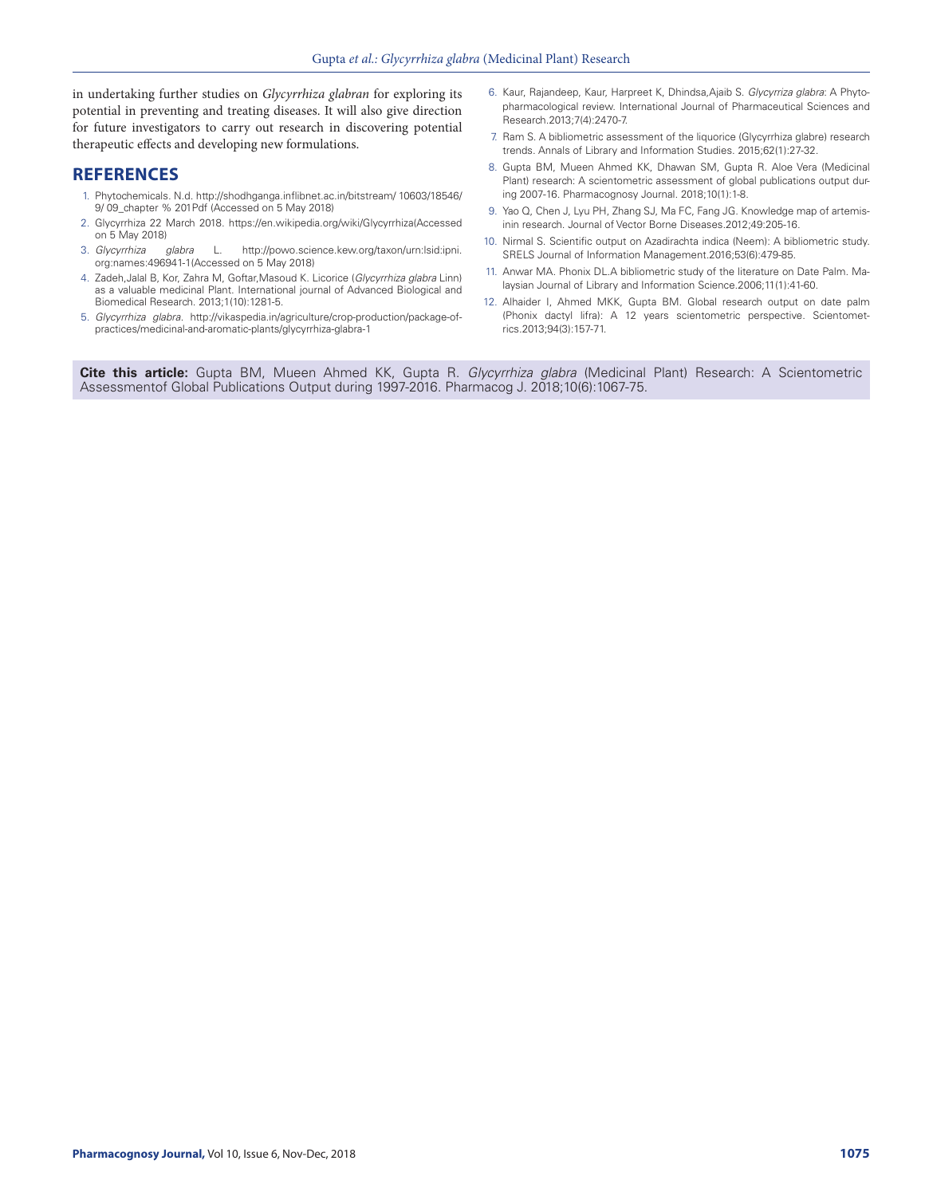in undertaking further studies on *Glycyrrhiza glabran* for exploring its potential in preventing and treating diseases. It will also give direction for future investigators to carry out research in discovering potential therapeutic effects and developing new formulations.

## REFERENCES

1. Phytochemicals. N.d. http://shodhganga.inflibnet.ac.in/bitstream/ 10603/18546/ 9/ 09_chapter % 201Pdf (Accessed on 5 May 2018)
2. Glycyrrhiza 22 March 2018. https://en.wikipedia.org/wiki/Glycyrrhiza(Accessed on 5 May 2018)
3. *Glycyrrhiza glabra* L. http://powo.science.kew.org/taxon/urn:lsid:ipni.org:names:496941-1(Accessed on 5 May 2018)
4. Zadeh,Jalal B, Kor, Zahra M, Goftar,Masoud K. Licorice (*Glycyrrhiza glabra* Linn) as a valuable medicinal Plant. International journal of Advanced Biological and Biomedical Research. 2013;1(10):1281-5.
5. *Glycyrrhiza glabra*. http://vikaspedia.in/agriculture/crop-production/package-of-practices/medicinal-and-aromatic-plants/glycyrrhiza-glabra-1
6. Kaur, Rajandeep, Kaur, Harpreet K, Dhindsa,Ajaib S. *Glycyrriza glabra*: A Phytopharmacological review. International Journal of Pharmaceutical Sciences and Research.2013;7(4):2470-7.
7. Ram S. A bibliometric assessment of the liquorice (Glycyrrhiza glabre) research trends. Annals of Library and Information Studies. 2015;62(1):27-32.
8. Gupta BM, Mueen Ahmed KK, Dhawan SM, Gupta R. Aloe Vera (Medicinal Plant) research: A scientometric assessment of global publications output during 2007-16. Pharmacognosy Journal. 2018;10(1):1-8.
9. Yao Q, Chen J, Lyu PH, Zhang SJ, Ma FC, Fang JG. Knowledge map of artemisinin research. Journal of Vector Borne Diseases.2012;49:205-16.
10. Nirmal S. Scientific output on Azadirachta indica (Neem): A bibliometric study. SRELS Journal of Information Management.2016;53(6):479-85.
11. Anwar MA. Phonix DL.A bibliometric study of the literature on Date Palm. Malaysian Journal of Library and Information Science.2006;11(1):41-60.
12. Alhaider I, Ahmed MKK, Gupta BM. Global research output on date palm (Phonix dactyl lifra): A 12 years scientometric perspective. Scientometrics.2013;94(3):157-71.

**Cite this article:** Gupta BM, Mueen Ahmed KK, Gupta R. *Glycyrrhiza glabra* (Medicinal Plant) Research: A Scientometric Assessmentof Global Publications Output during 1997-2016. Pharmacog J. 2018;10(6):1067-75.